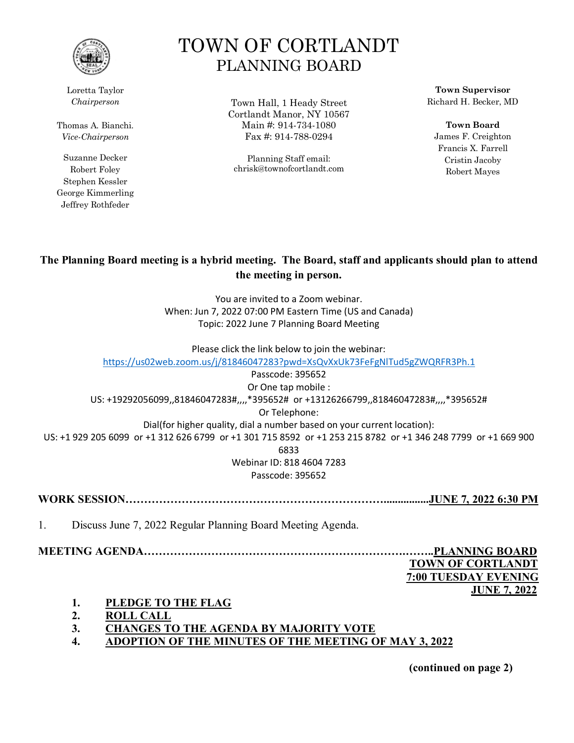# TOWN OF CORTLANDT
## PLANNING BOARD

Loretta Taylor
*Chairperson*

Thomas A. Bianchi.
*Vice-Chairperson*

Suzanne Decker
Robert Foley
Stephen Kessler
George Kimmerling
Jeffrey Rothfeder

Town Hall, 1 Heady Street
Cortlandt Manor, NY 10567
Main #: 914-734-1080
Fax #: 914-788-0294

Planning Staff email:
chrisk@townofcortlandt.com

**Town Supervisor**
Richard H. Becker, MD

**Town Board**
James F. Creighton
Francis X. Farrell
Cristin Jacoby
Robert Mayes

**The Planning Board meeting is a hybrid meeting. The Board, staff and applicants should plan to attend the meeting in person.**

You are invited to a Zoom webinar.
When: Jun 7, 2022 07:00 PM Eastern Time (US and Canada)
Topic: 2022 June 7 Planning Board Meeting

Please click the link below to join the webinar:
https://us02web.zoom.us/j/81846047283?pwd=XsQvXxUk73FeFgNlTud5gZWQRFR3Ph.1
Passcode: 395652
Or One tap mobile :
US: +19292056099,,81846047283#,,,,*395652# or +13126266799,,81846047283#,,,,*395652#
Or Telephone:
Dial(for higher quality, dial a number based on your current location):
US: +1 929 205 6099 or +1 312 626 6799 or +1 301 715 8592 or +1 253 215 8782 or +1 346 248 7799 or +1 669 900 6833
Webinar ID: 818 4604 7283
Passcode: 395652

**WORK SESSION……………………………………………………………..................JUNE 7, 2022 6:30 PM**

1. Discuss June 7, 2022 Regular Planning Board Meeting Agenda.

**MEETING AGENDA……………………………………………………….……..PLANNING BOARD**
**TOWN OF CORTLANDT**
**7:00 TUESDAY EVENING**
**JUNE 7, 2022**

1. **PLEDGE TO THE FLAG**
2. **ROLL CALL**
3. **CHANGES TO THE AGENDA BY MAJORITY VOTE**
4. **ADOPTION OF THE MINUTES OF THE MEETING OF MAY 3, 2022**

**(continued on page 2)**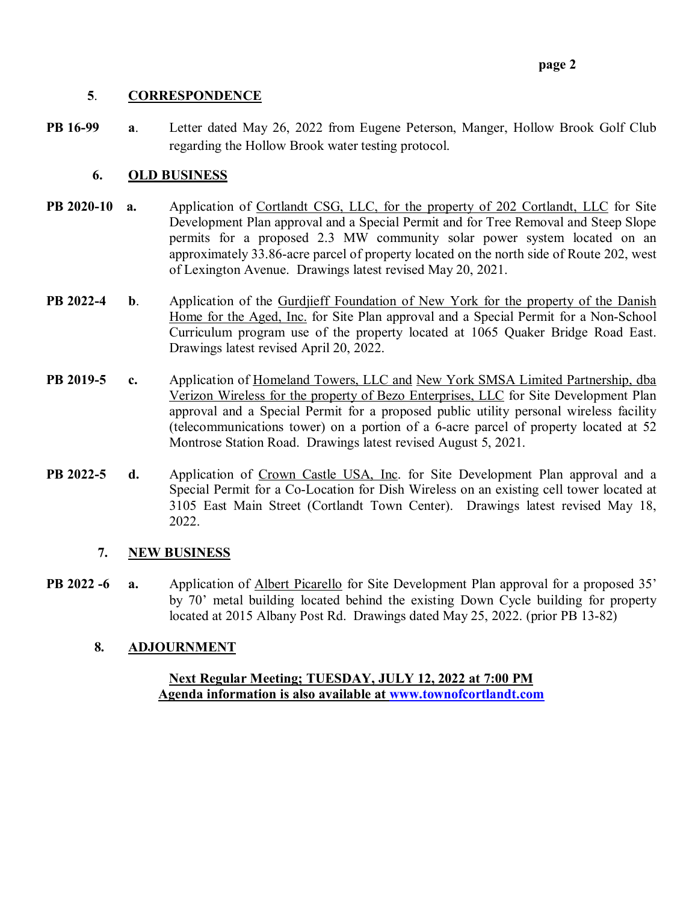## 5. CORRESPONDENCE

**PB 16-99** **a**. Letter dated May 26, 2022 from Eugene Peterson, Manger, Hollow Brook Golf Club regarding the Hollow Brook water testing protocol.

## 6. OLD BUSINESS

**PB 2020-10** **a.** Application of Cortlandt CSG, LLC, for the property of 202 Cortlandt, LLC for Site Development Plan approval and a Special Permit and for Tree Removal and Steep Slope permits for a proposed 2.3 MW community solar power system located on an approximately 33.86-acre parcel of property located on the north side of Route 202, west of Lexington Avenue. Drawings latest revised May 20, 2021.

**PB 2022-4** **b**. Application of the Gurdjieff Foundation of New York for the property of the Danish Home for the Aged, Inc. for Site Plan approval and a Special Permit for a Non-School Curriculum program use of the property located at 1065 Quaker Bridge Road East. Drawings latest revised April 20, 2022.

**PB 2019-5** **c.** Application of Homeland Towers, LLC and New York SMSA Limited Partnership, dba Verizon Wireless for the property of Bezo Enterprises, LLC for Site Development Plan approval and a Special Permit for a proposed public utility personal wireless facility (telecommunications tower) on a portion of a 6-acre parcel of property located at 52 Montrose Station Road. Drawings latest revised August 5, 2021.

**PB 2022-5** **d.** Application of Crown Castle USA, Inc. for Site Development Plan approval and a Special Permit for a Co-Location for Dish Wireless on an existing cell tower located at 3105 East Main Street (Cortlandt Town Center). Drawings latest revised May 18, 2022.

## 7. NEW BUSINESS

**PB 2022 -6** **a.** Application of Albert Picarello for Site Development Plan approval for a proposed 35' by 70' metal building located behind the existing Down Cycle building for property located at 2015 Albany Post Rd. Drawings dated May 25, 2022. (prior PB 13-82)

## 8. ADJOURNMENT

**Next Regular Meeting; TUESDAY, JULY 12, 2022 at 7:00 PM**
**Agenda information is also available at www.townofcortlandt.com**